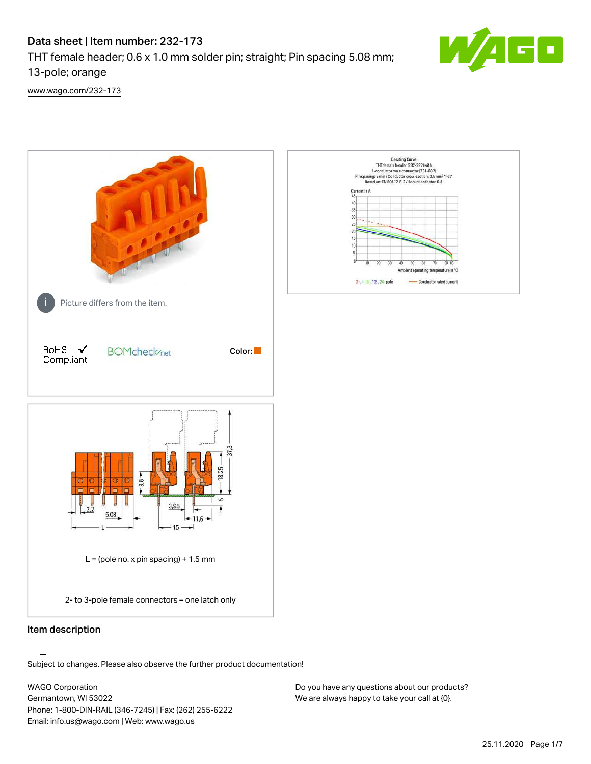# Data sheet | Item number: 232-173

THT female header; 0.6 x 1.0 mm solder pin; straight; Pin spacing 5.08 mm; 13-pole; orange

www.wago.com/232-173

Picture differs from the item.

RoHS Compliant

BOMcheck.net

Color:

L = (pole no. x pin spacing) + 1.5 mm

2- to 3-pole female connectors – one latch only

## Item description

Subject to changes. Please also observe the further product documentation!

WAGO Corporation
Germantown, WI 53022
Phone: 1-800-DIN-RAIL (346-7245) | Fax: (262) 255-6222
Email: info.us@wago.com | Web: www.wago.us

Do you have any questions about our products?
We are always happy to take your call at {0}.

25.11.2020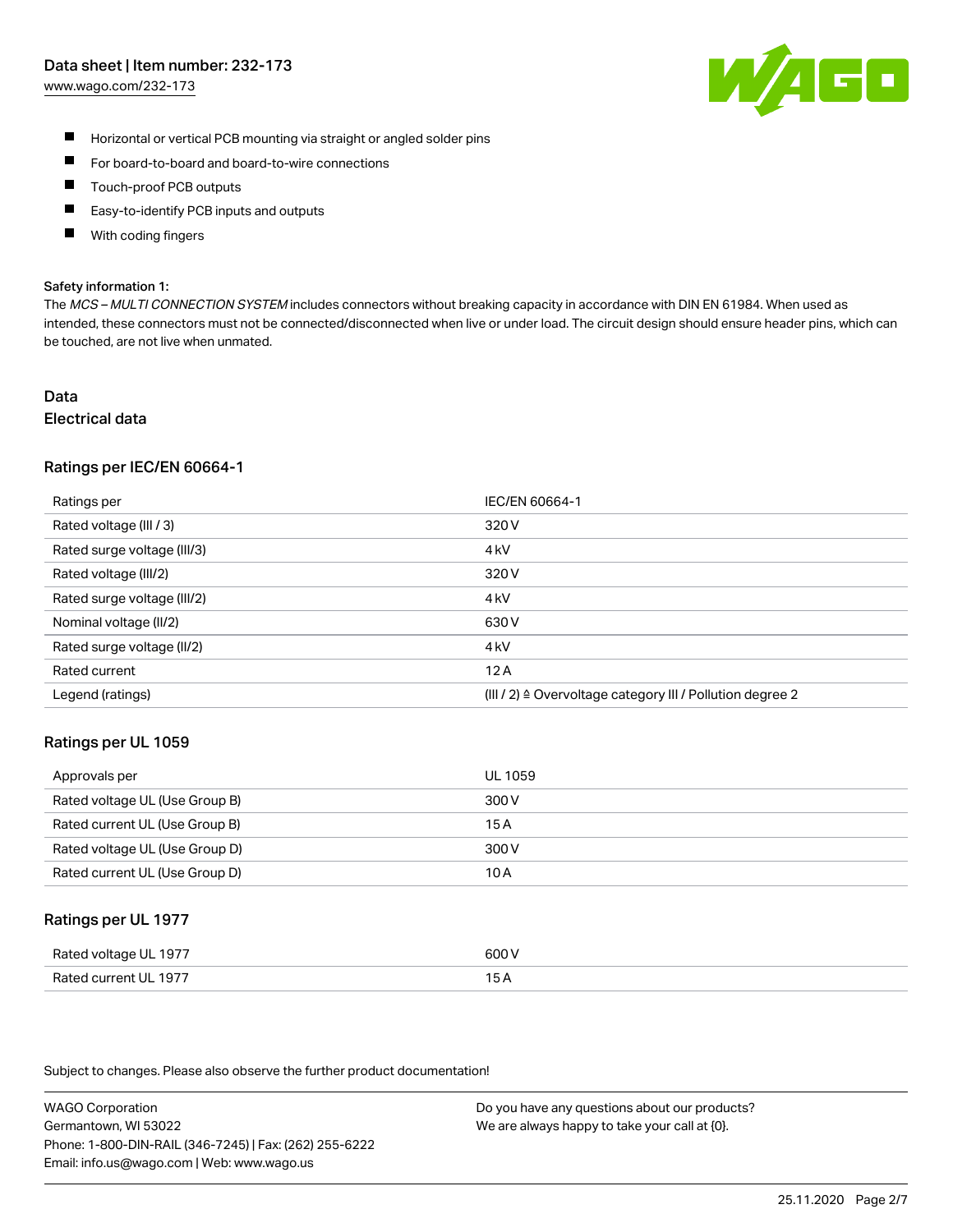- Horizontal or vertical PCB mounting via straight or angled solder pins
- For board-to-board and board-to-wire connections
- Touch-proof PCB outputs
- Easy-to-identify PCB inputs and outputs
- With coding fingers

**Safety information 1:**

The *MCS – MULTI CONNECTION SYSTEM* includes connectors without breaking capacity in accordance with DIN EN 61984. When used as intended, these connectors must not be connected/disconnected when live or under load. The circuit design should ensure header pins, which can be touched, are not live when unmated.

# Data

## Electrical data

### Ratings per IEC/EN 60664-1

| Ratings per | IEC/EN 60664-1 |
| --- | --- |
| Rated voltage (III / 3) | 320 V |
| Rated surge voltage (III/3) | 4 kV |
| Rated voltage (III/2) | 320 V |
| Rated surge voltage (III/2) | 4 kV |
| Nominal voltage (II/2) | 630 V |
| Rated surge voltage (II/2) | 4 kV |
| Rated current | 12 A |
| Legend (ratings) | (III / 2) ≙ Overvoltage category III / Pollution degree 2 |

### Ratings per UL 1059

| Approvals per | UL 1059 |
| --- | --- |
| Rated voltage UL (Use Group B) | 300 V |
| Rated current UL (Use Group B) | 15 A |
| Rated voltage UL (Use Group D) | 300 V |
| Rated current UL (Use Group D) | 10 A |

### Ratings per UL 1977

| Rated voltage UL 1977 | 600 V |
| --- | --- |
| Rated current UL 1977 | 15 A |

Subject to changes. Please also observe the further product documentation!

WAGO Corporation
Germantown, WI 53022
Phone: 1-800-DIN-RAIL (346-7245) | Fax: (262) 255-6222
Email: info.us@wago.com | Web: www.wago.us

Do you have any questions about our products?
We are always happy to take your call at {0}.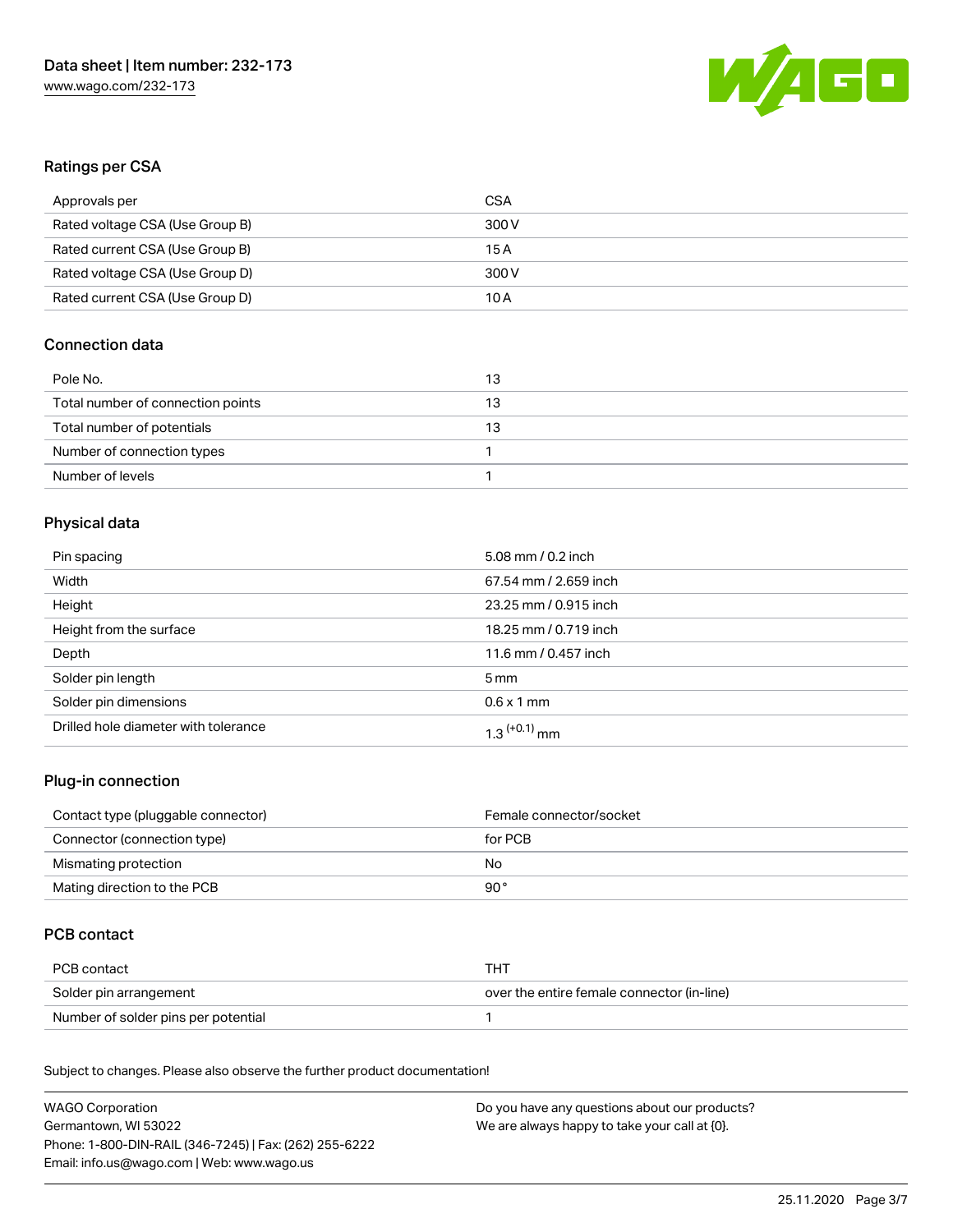## Ratings per CSA

| Approvals per | CSA |
|---|---|
| Rated voltage CSA (Use Group B) | 300 V |
| Rated current CSA (Use Group B) | 15 A |
| Rated voltage CSA (Use Group D) | 300 V |
| Rated current CSA (Use Group D) | 10 A |

## Connection data

| Pole No. | 13 |
|---|---|
| Total number of connection points | 13 |
| Total number of potentials | 13 |
| Number of connection types | 1 |
| Number of levels | 1 |

## Physical data

| Pin spacing | 5.08 mm / 0.2 inch |
|---|---|
| Width | 67.54 mm / 2.659 inch |
| Height | 23.25 mm / 0.915 inch |
| Height from the surface | 18.25 mm / 0.719 inch |
| Depth | 11.6 mm / 0.457 inch |
| Solder pin length | 5 mm |
| Solder pin dimensions | 0.6 x 1 mm |
| Drilled hole diameter with tolerance | $1.3^{(+0.1)}$ mm |

## Plug-in connection

| Contact type (pluggable connector) | Female connector/socket |
|---|---|
| Connector (connection type) | for PCB |
| Mismating protection | No |
| Mating direction to the PCB | 90 ° |

## PCB contact

| PCB contact | THT |
|---|---|
| Solder pin arrangement | over the entire female connector (in-line) |
| Number of solder pins per potential | 1 |

Subject to changes. Please also observe the further product documentation!

WAGO Corporation
Germantown, WI 53022
Phone: 1-800-DIN-RAIL (346-7245) | Fax: (262) 255-6222
Email: info.us@wago.com | Web: www.wago.us

Do you have any questions about our products?
We are always happy to take your call at {0}.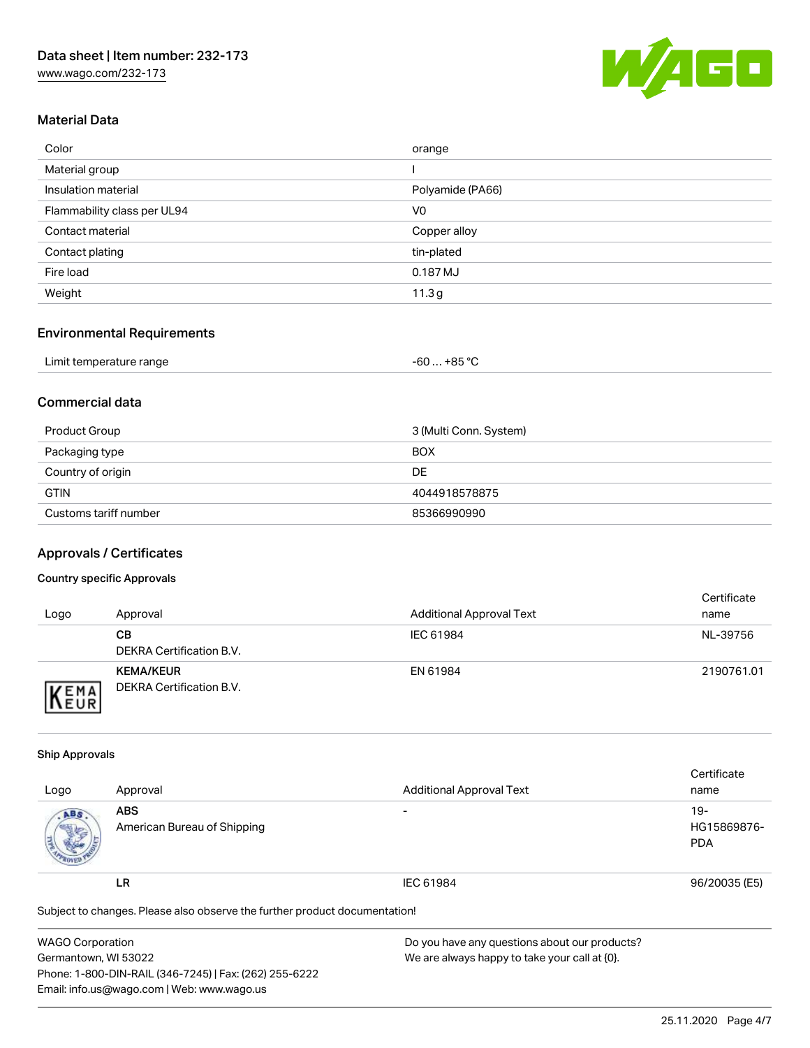## Material Data

| | |
|---|---|
| Color | orange |
| Material group | I |
| Insulation material | Polyamide (PA66) |
| Flammability class per UL94 | V0 |
| Contact material | Copper alloy |
| Contact plating | tin-plated |
| Fire load | 0.187 MJ |
| Weight | 11.3 g |

## Environmental Requirements

| | |
|---|---|
| Limit temperature range | -60 … +85 °C |

## Commercial data

| | |
|---|---|
| Product Group | 3 (Multi Conn. System) |
| Packaging type | BOX |
| Country of origin | DE |
| GTIN | 4044918578875 |
| Customs tariff number | 85366990990 |

## Approvals / Certificates

### Country specific Approvals

| Logo | Approval | Additional Approval Text | Certificate name |
|---|---|---|---|
| | **CB**<br>DEKRA Certification B.V. | IEC 61984 | NL-39756 |
| | **KEMA/KEUR**<br>DEKRA Certification B.V. | EN 61984 | 2190761.01 |

### Ship Approvals

| Logo | Approval | Additional Approval Text | Certificate name |
|---|---|---|---|
| | **ABS**<br>American Bureau of Shipping | - | 19-HG15869876-PDA |
| | **LR** | IEC 61984 | 96/20035 (E5) |

Subject to changes. Please also observe the further product documentation!

WAGO Corporation
Germantown, WI 53022
Phone: 1-800-DIN-RAIL (346-7245) | Fax: (262) 255-6222
Email: info.us@wago.com | Web: www.wago.us

Do you have any questions about our products?
We are always happy to take your call at {0}.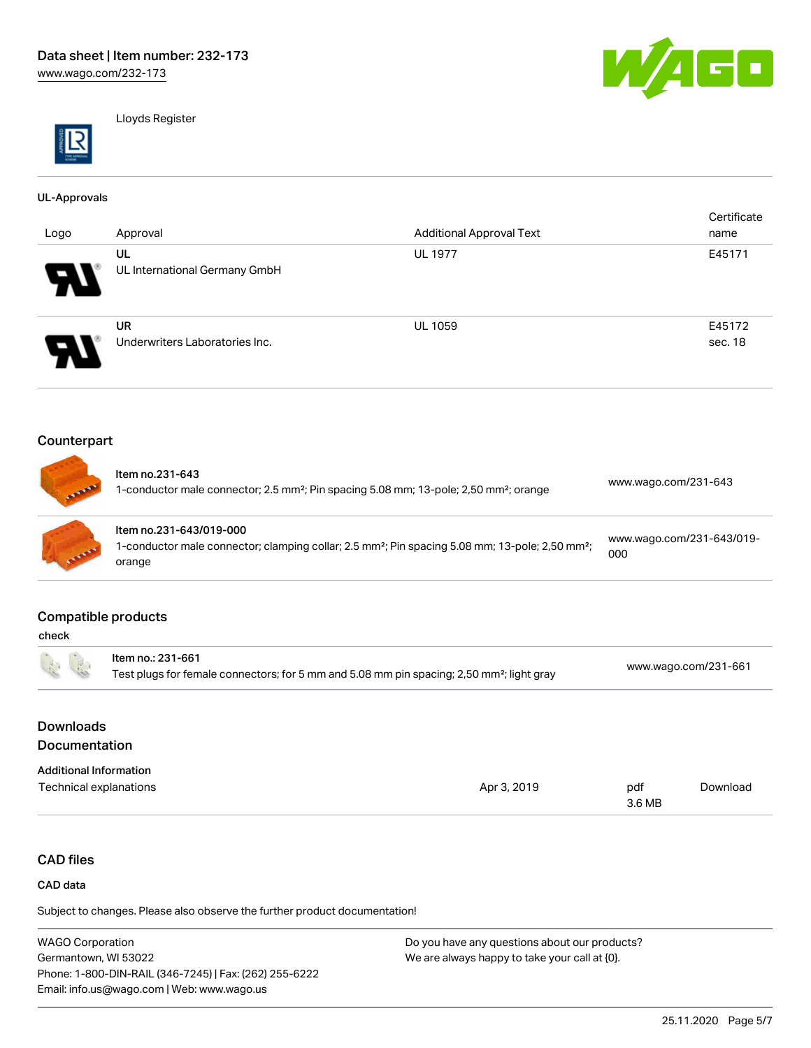Lloyds Register

### UL-Approvals

| Logo | Approval | Additional Approval Text | Certificate name |
| --- | --- | --- | --- |
| | UL<br>UL International Germany GmbH | UL 1977 | E45171 |
| | UR<br>Underwriters Laboratories Inc. | UL 1059 | E45172 sec. 18 |

## Counterpart

| | | |
| --- | --- | --- |
| | Item no.231-643<br>1-conductor male connector; 2.5 mm²; Pin spacing 5.08 mm; 13-pole; 2,50 mm²; orange | www.wago.com/231-643 |
| | Item no.231-643/019-000<br>1-conductor male connector; clamping collar; 2.5 mm²; Pin spacing 5.08 mm; 13-pole; 2,50 mm²; orange | www.wago.com/231-643/019-000 |

## Compatible products

check

| | | |
| --- | --- | --- |
| | Item no.: 231-661<br>Test plugs for female connectors; for 5 mm and 5.08 mm pin spacing; 2,50 mm²; light gray | www.wago.com/231-661 |

## Downloads
## Documentation

### Additional Information

| | | | |
| --- | --- | --- | --- |
| Technical explanations | Apr 3, 2019 | pdf<br>3.6 MB | Download |

## CAD files

### CAD data

Subject to changes. Please also observe the further product documentation!

WAGO Corporation
Germantown, WI 53022
Phone: 1-800-DIN-RAIL (346-7245) | Fax: (262) 255-6222
Email: info.us@wago.com | Web: www.wago.us

Do you have any questions about our products?
We are always happy to take your call at {0}.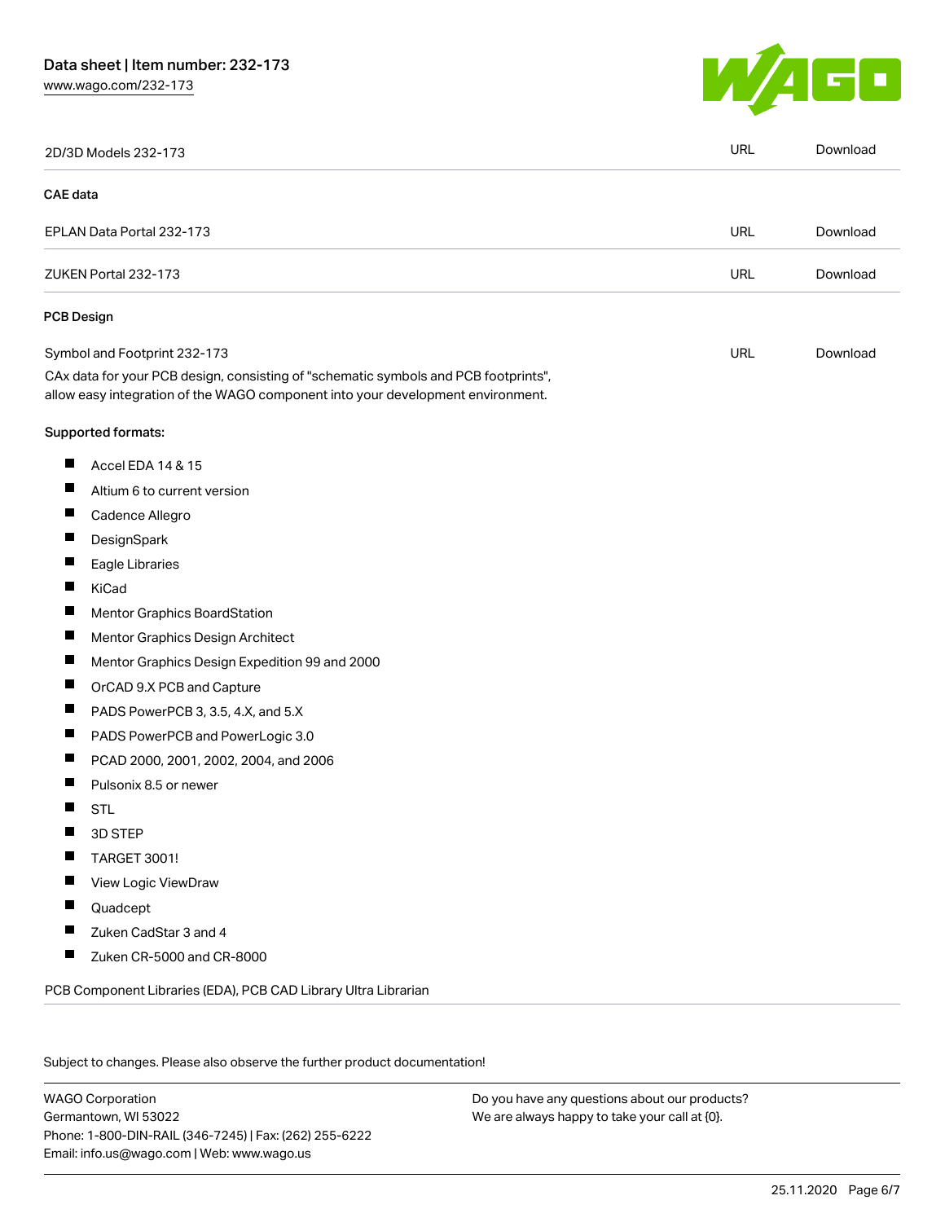| 2D/3D Models 232-173 | URL | Download |
|---|---|---|

**CAE data**

| EPLAN Data Portal 232-173 | URL | Download |
|---|---|---|
| ZUKEN Portal 232-173 | URL | Download |

**PCB Design**

| Symbol and Footprint 232-173 | URL | Download |
|---|---|---|

CAx data for your PCB design, consisting of "schematic symbols and PCB footprints", allow easy integration of the WAGO component into your development environment.

**Supported formats:**

- Accel EDA 14 & 15
- Altium 6 to current version
- Cadence Allegro
- DesignSpark
- Eagle Libraries
- KiCad
- Mentor Graphics BoardStation
- Mentor Graphics Design Architect
- Mentor Graphics Design Expedition 99 and 2000
- OrCAD 9.X PCB and Capture
- PADS PowerPCB 3, 3.5, 4.X, and 5.X
- PADS PowerPCB and PowerLogic 3.0
- PCAD 2000, 2001, 2002, 2004, and 2006
- Pulsonix 8.5 or newer
- STL
- 3D STEP
- TARGET 3001!
- View Logic ViewDraw
- Quadcept
- Zuken CadStar 3 and 4
- Zuken CR-5000 and CR-8000

PCB Component Libraries (EDA), PCB CAD Library Ultra Librarian

Subject to changes. Please also observe the further product documentation!

WAGO Corporation
Germantown, WI 53022
Phone: 1-800-DIN-RAIL (346-7245) | Fax: (262) 255-6222
Email: info.us@wago.com | Web: www.wago.us

Do you have any questions about our products?
We are always happy to take your call at {0}.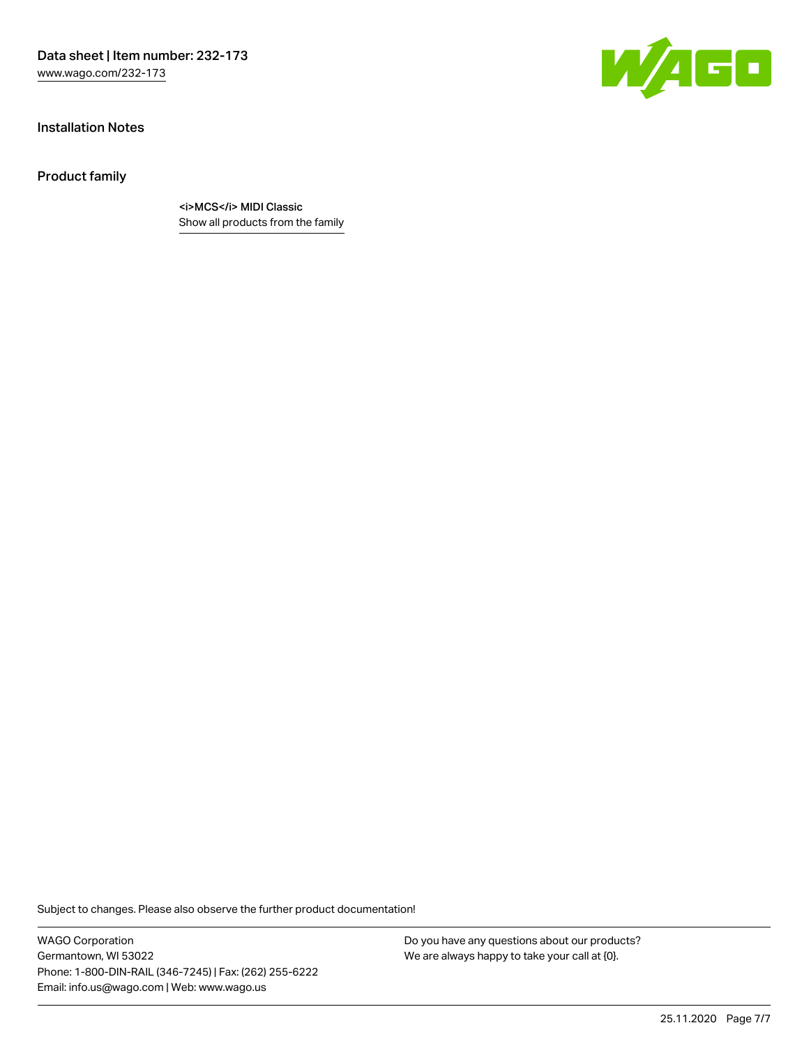## Installation Notes

## Product family

<i>MCS</i> MIDI Classic
Show all products from the family

Subject to changes. Please also observe the further product documentation!

WAGO Corporation
Germantown, WI 53022
Phone: 1-800-DIN-RAIL (346-7245) | Fax: (262) 255-6222
Email: info.us@wago.com | Web: www.wago.us

Do you have any questions about our products?
We are always happy to take your call at {0}.